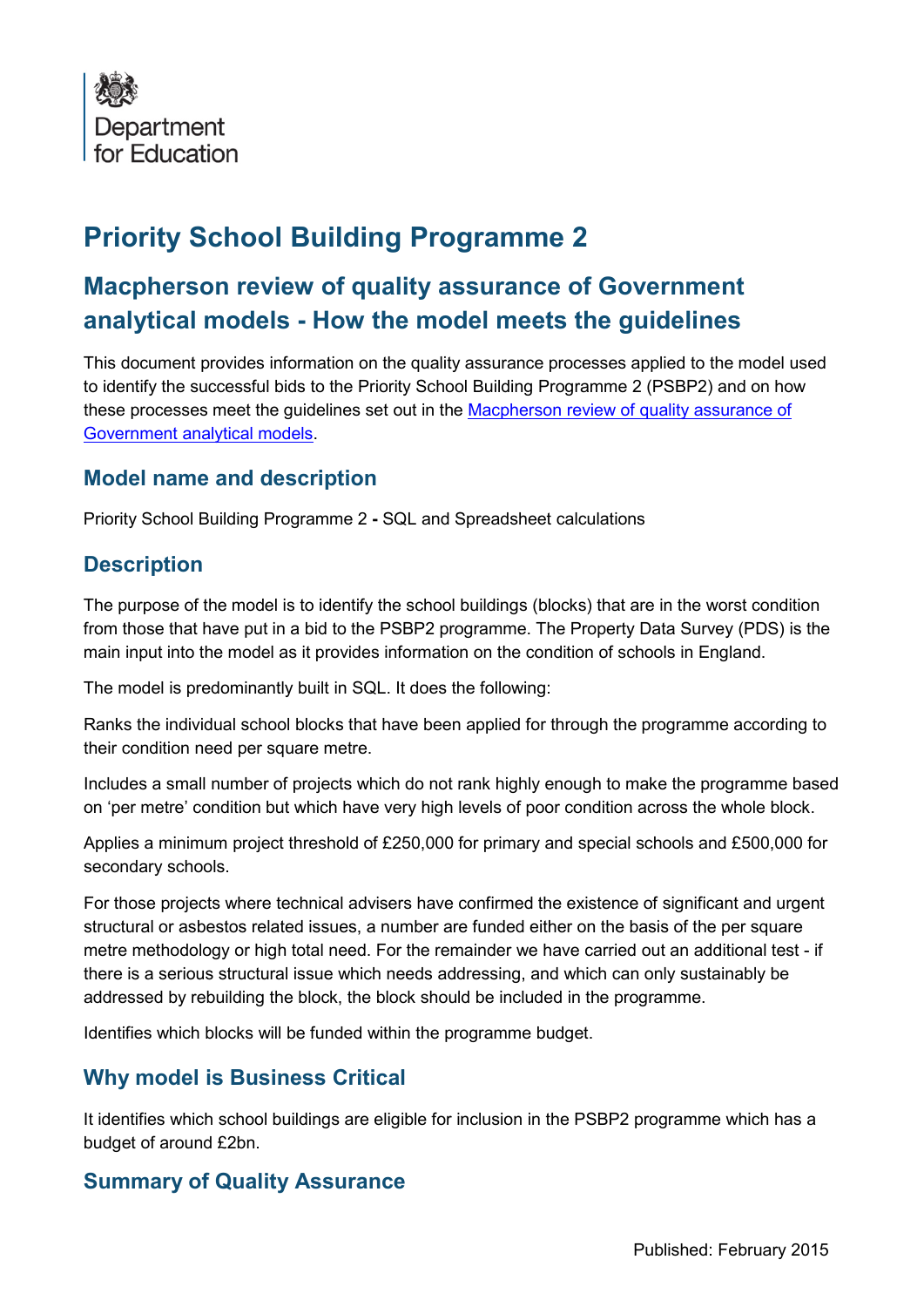Department for Education

# Priority School Building Programme 2

## Macpherson review of quality assurance of Government analytical models - How the model meets the guidelines

This document provides information on the quality assurance processes applied to the model used to identify the successful bids to the Priority School Building Programme 2 (PSBP2) and on how these processes meet the guidelines set out in the [Macpherson review of quality assurance of Government analytical models](#).

### Model name and description

Priority School Building Programme 2 **-** SQL and Spreadsheet calculations

### Description

The purpose of the model is to identify the school buildings (blocks) that are in the worst condition from those that have put in a bid to the PSBP2 programme. The Property Data Survey (PDS) is the main input into the model as it provides information on the condition of schools in England.

The model is predominantly built in SQL. It does the following:

Ranks the individual school blocks that have been applied for through the programme according to their condition need per square metre.

Includes a small number of projects which do not rank highly enough to make the programme based on 'per metre' condition but which have very high levels of poor condition across the whole block.

Applies a minimum project threshold of £250,000 for primary and special schools and £500,000 for secondary schools.

For those projects where technical advisers have confirmed the existence of significant and urgent structural or asbestos related issues, a number are funded either on the basis of the per square metre methodology or high total need. For the remainder we have carried out an additional test - if there is a serious structural issue which needs addressing, and which can only sustainably be addressed by rebuilding the block, the block should be included in the programme.

Identifies which blocks will be funded within the programme budget.

### Why model is Business Critical

It identifies which school buildings are eligible for inclusion in the PSBP2 programme which has a budget of around £2bn.

### Summary of Quality Assurance

Published: February 2015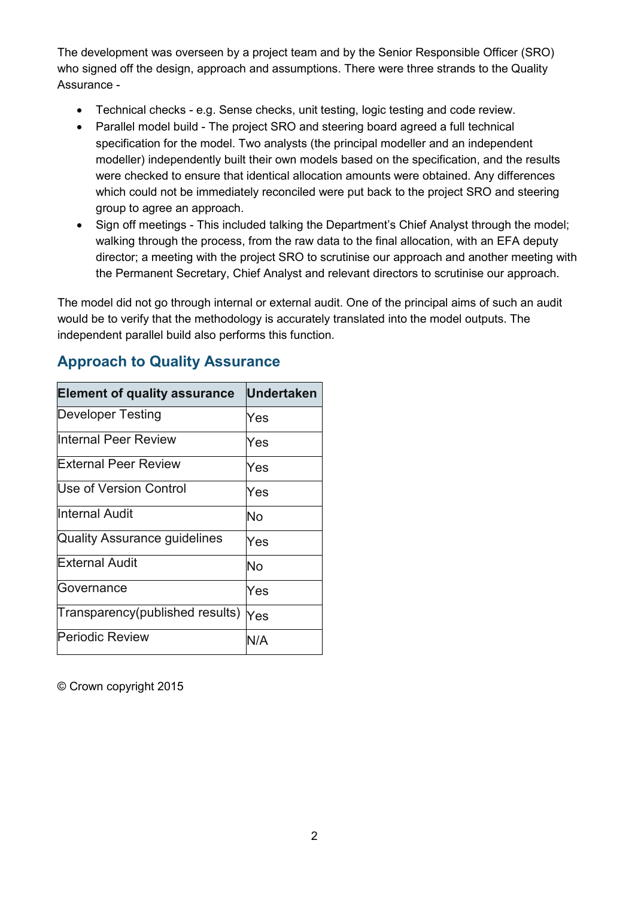The development was overseen by a project team and by the Senior Responsible Officer (SRO) who signed off the design, approach and assumptions. There were three strands to the Quality Assurance -

- Technical checks - e.g. Sense checks, unit testing, logic testing and code review.
- Parallel model build - The project SRO and steering board agreed a full technical specification for the model. Two analysts (the principal modeller and an independent modeller) independently built their own models based on the specification, and the results were checked to ensure that identical allocation amounts were obtained. Any differences which could not be immediately reconciled were put back to the project SRO and steering group to agree an approach.
- Sign off meetings - This included talking the Department's Chief Analyst through the model; walking through the process, from the raw data to the final allocation, with an EFA deputy director; a meeting with the project SRO to scrutinise our approach and another meeting with the Permanent Secretary, Chief Analyst and relevant directors to scrutinise our approach.

The model did not go through internal or external audit. One of the principal aims of such an audit would be to verify that the methodology is accurately translated into the model outputs. The independent parallel build also performs this function.

## Approach to Quality Assurance

| Element of quality assurance | Undertaken |
|---|---|
| Developer Testing | Yes |
| Internal Peer Review | Yes |
| External Peer Review | Yes |
| Use of Version Control | Yes |
| Internal Audit | No |
| Quality Assurance guidelines | Yes |
| External Audit | No |
| Governance | Yes |
| Transparency(published results) | Yes |
| Periodic Review | N/A |

© Crown copyright 2015